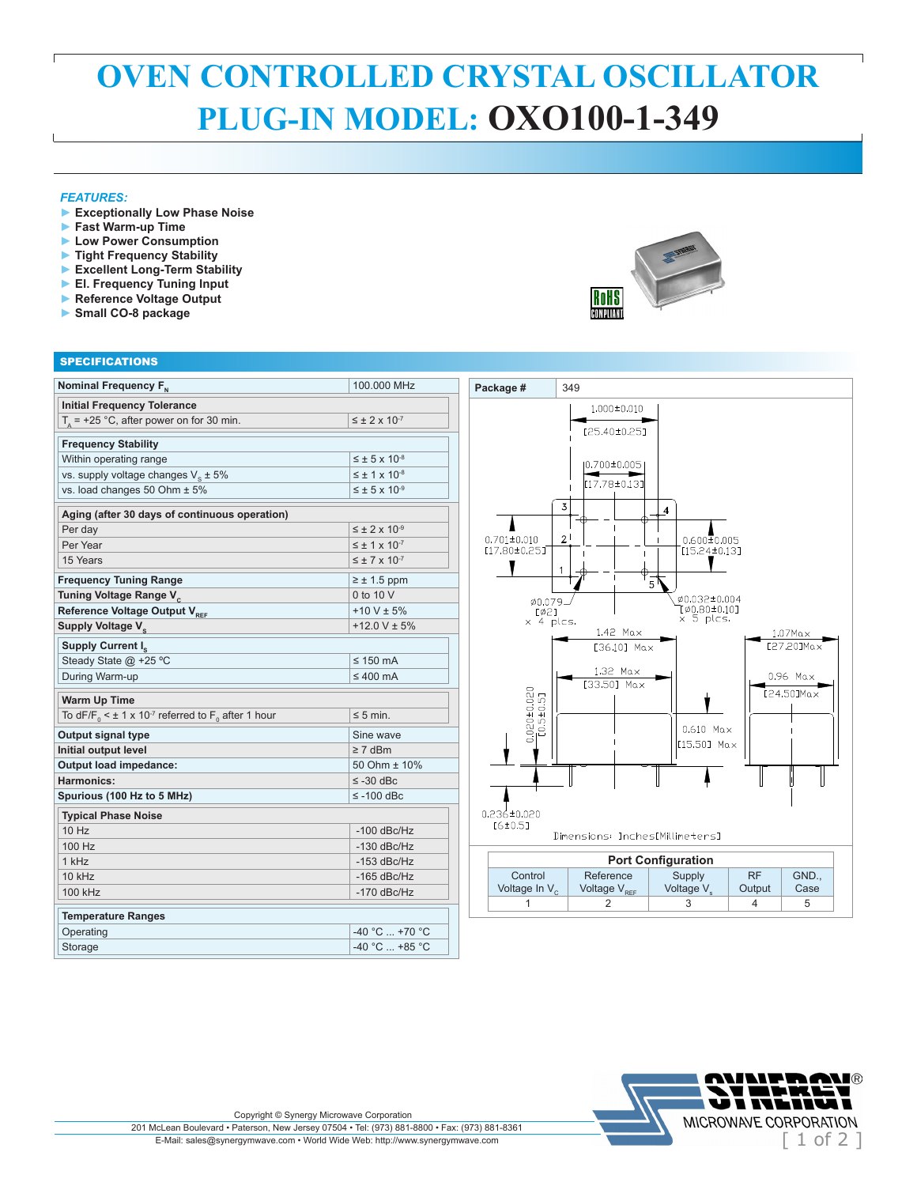# OVEN CONTROLLED CRYSTAL OSCILLATOR
# PLUG-IN MODEL: OXO100-1-349

*FEATURES:*

- Exceptionally Low Phase Noise
- Fast Warm-up Time
- Low Power Consumption
- Tight Frequency Stability
- Excellent Long-Term Stability
- El. Frequency Tuning Input
- Reference Voltage Output
- Small CO-8 package

## SPECIFICATIONS

| Parameter | Value |
|---|---|
| **Nominal Frequency $F_N$** | 100.000 MHz |
| **Initial Frequency Tolerance** | |
| $T_A$ = +25 °C, after power on for 30 min. | $\leq \pm 2 \times 10^{-7}$ |
| **Frequency Stability** | |
| Within operating range | $\leq \pm 5 \times 10^{-8}$ |
| vs. supply voltage changes $V_s \pm 5\%$ | $\leq \pm 1 \times 10^{-8}$ |
| vs. load changes 50 Ohm ± 5% | $\leq \pm 5 \times 10^{-9}$ |
| **Aging (after 30 days of continuous operation)** | |
| Per day | $\leq \pm 2 \times 10^{-9}$ |
| Per Year | $\leq \pm 1 \times 10^{-7}$ |
| 15 Years | $\leq \pm 7 \times 10^{-7}$ |
| **Frequency Tuning Range** | ≥ ± 1.5 ppm |
| **Tuning Voltage Range $V_c$** | 0 to 10 V |
| **Reference Voltage Output $V_{REF}$** | +10 V ± 5% |
| **Supply Voltage $V_s$** | +12.0 V ± 5% |
| **Supply Current $I_s$** | |
| Steady State @ +25 °C | ≤ 150 mA |
| During Warm-up | ≤ 400 mA |
| **Warm Up Time** | |
| To $dF/F_0 < \pm 1 \times 10^{-7}$ referred to $F_0$ after 1 hour | ≤ 5 min. |
| **Output signal type** | Sine wave |
| **Initial output level** | ≥ 7 dBm |
| **Output load impedance:** | 50 Ohm ± 10% |
| **Harmonics:** | ≤ -30 dBc |
| **Spurious (100 Hz to 5 MHz)** | ≤ -100 dBc |
| **Typical Phase Noise** | |
| 10 Hz | -100 dBc/Hz |
| 100 Hz | -130 dBc/Hz |
| 1 kHz | -153 dBc/Hz |
| 10 kHz | -165 dBc/Hz |
| 100 kHz | -170 dBc/Hz |
| **Temperature Ranges** | |
| Operating | -40 °C ... +70 °C |
| Storage | -40 °C ... +85 °C |

**Package #** 349

Dimensions: 1.000±0.010 [25.40±0.25]; 0.700±0.005 [17.78±0.13]; 0.701±0.010 [17.80±0.25]; 0.600±0.005 [15.24±0.13]; ø0.079 [ø2] x 4 plcs.; ø0.032±0.004 [ø0.80±0.10] x 5 plcs.; 1.42 Max [36.10] Max; 1.32 Max [33.50] Max; 1.07Max [27.20]Max; 0.96 Max [24.50]Max; 0.020±0.020 [0.5±0.5]; 0.610 Max [15.50] Max; 0.236±0.020 [6±0.5]

Dimensions: Inches[Millimeters]

**Port Configuration**

| Control Voltage In $V_c$ | Reference Voltage $V_{REF}$ | Supply Voltage $V_s$ | RF Output | GND., Case |
|---|---|---|---|---|
| 1 | 2 | 3 | 4 | 5 |

Copyright © Synergy Microwave Corporation
201 McLean Boulevard • Paterson, New Jersey 07504 • Tel: (973) 881-8800 • Fax: (973) 881-8361
E-Mail: sales@synergymwave.com • World Wide Web: http://www.synergymwave.com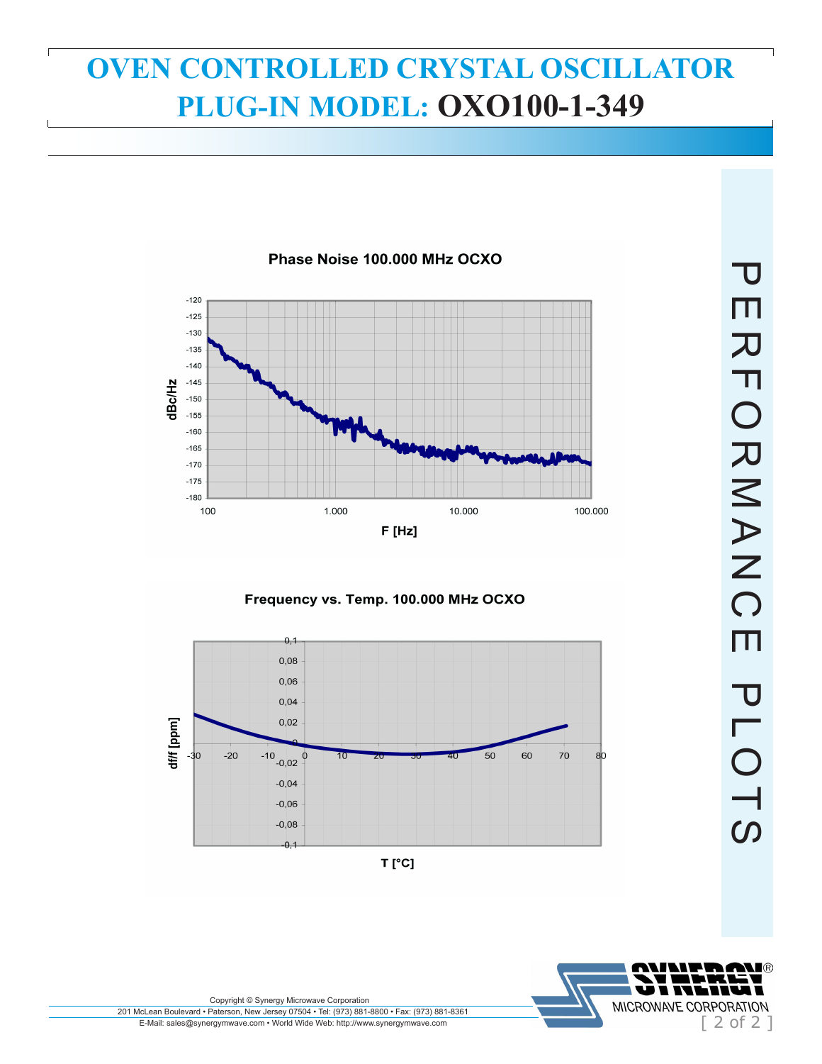# OVEN CONTROLLED CRYSTAL OSCILLATOR
# PLUG-IN MODEL: OXO100-1-349

PERFORMANCE PLOTS

**Phase Noise 100.000 MHz OCXO**

dBc/Hz

-120
-125
-130
-135
-140
-145
-150
-155
-160
-165
-170
-175
-180

100
1.000
10.000
100.000

F [Hz]

**Frequency vs. Temp. 100.000 MHz OCXO**

df/f [ppm]

0,1
0,08
0,06
0,04
0,02
0
-0,02
-0,04
-0,06
-0,08
-0,1

-30
-20
-10
0
10
20
30
40
50
60
70
80

T [°C]

Copyright © Synergy Microwave Corporation
201 McLean Boulevard • Paterson, New Jersey 07504 • Tel: (973) 881-8800 • Fax: (973) 881-8361
E-Mail: sales@synergymwave.com • World Wide Web: http://www.synergymwave.com

SYNERGY®
MICROWAVE CORPORATION